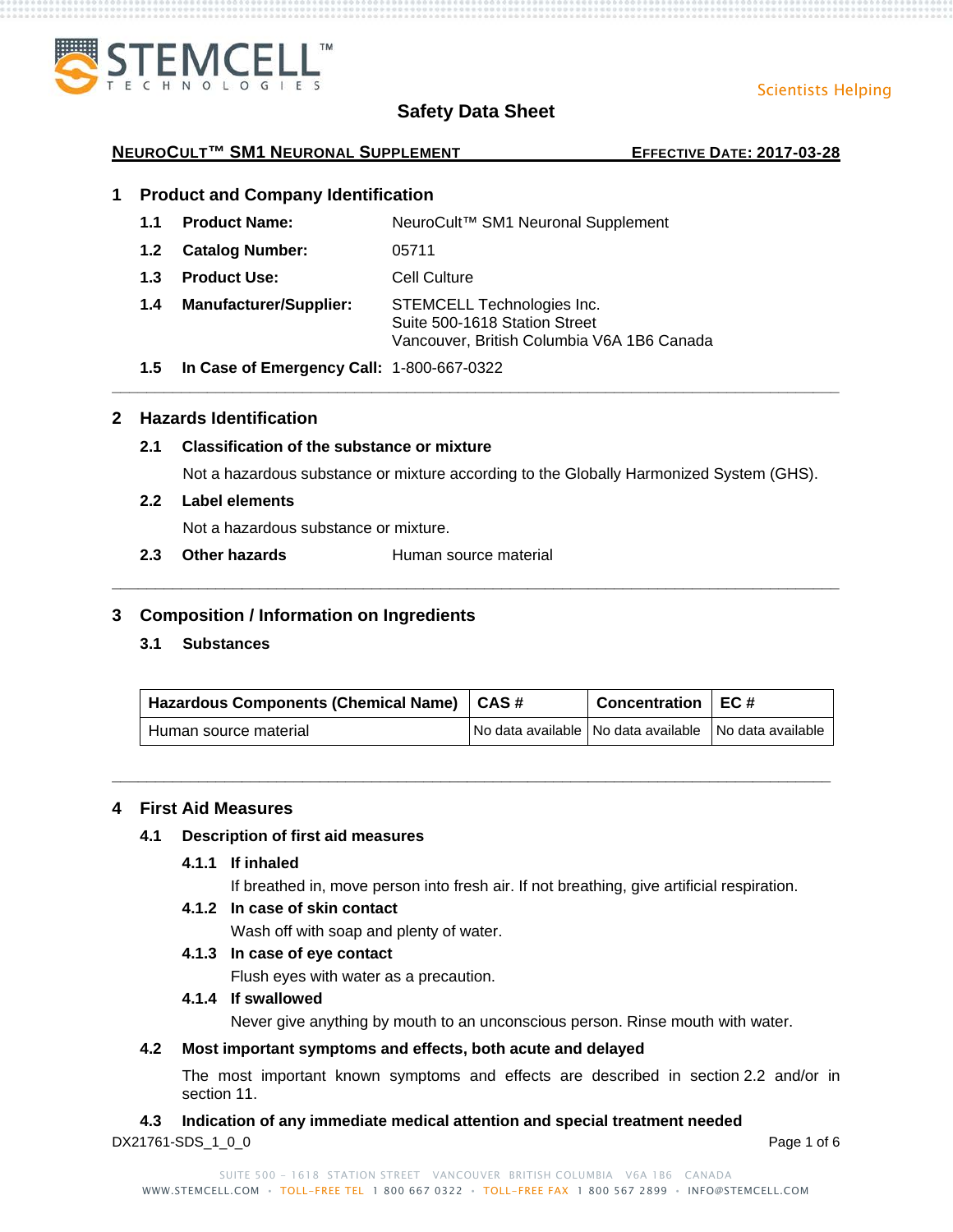# Safety Data Sheet

**NEUROCULT™ SM1 NEURONAL SUPPLEMENT** **EFFECTIVE DATE: 2017-03-28**

## 1 Product and Company Identification

**1.1 Product Name:** NeuroCult™ SM1 Neuronal Supplement

**1.2 Catalog Number:** 05711

**1.3 Product Use:** Cell Culture

**1.4 Manufacturer/Supplier:** STEMCELL Technologies Inc.
Suite 500-1618 Station Street
Vancouver, British Columbia V6A 1B6 Canada

**1.5 In Case of Emergency Call:** 1-800-667-0322

## 2 Hazards Identification

### 2.1 Classification of the substance or mixture

Not a hazardous substance or mixture according to the Globally Harmonized System (GHS).

### 2.2 Label elements

Not a hazardous substance or mixture.

### 2.3 Other hazards

Human source material

## 3 Composition / Information on Ingredients

### 3.1 Substances

| Hazardous Components (Chemical Name) | CAS # | Concentration | EC # |
|---|---|---|---|
| Human source material | No data available | No data available | No data available |

## 4 First Aid Measures

### 4.1 Description of first aid measures

#### 4.1.1 If inhaled

If breathed in, move person into fresh air. If not breathing, give artificial respiration.

#### 4.1.2 In case of skin contact

Wash off with soap and plenty of water.

#### 4.1.3 In case of eye contact

Flush eyes with water as a precaution.

#### 4.1.4 If swallowed

Never give anything by mouth to an unconscious person. Rinse mouth with water.

### 4.2 Most important symptoms and effects, both acute and delayed

The most important known symptoms and effects are described in section 2.2 and/or in section 11.

### 4.3 Indication of any immediate medical attention and special treatment needed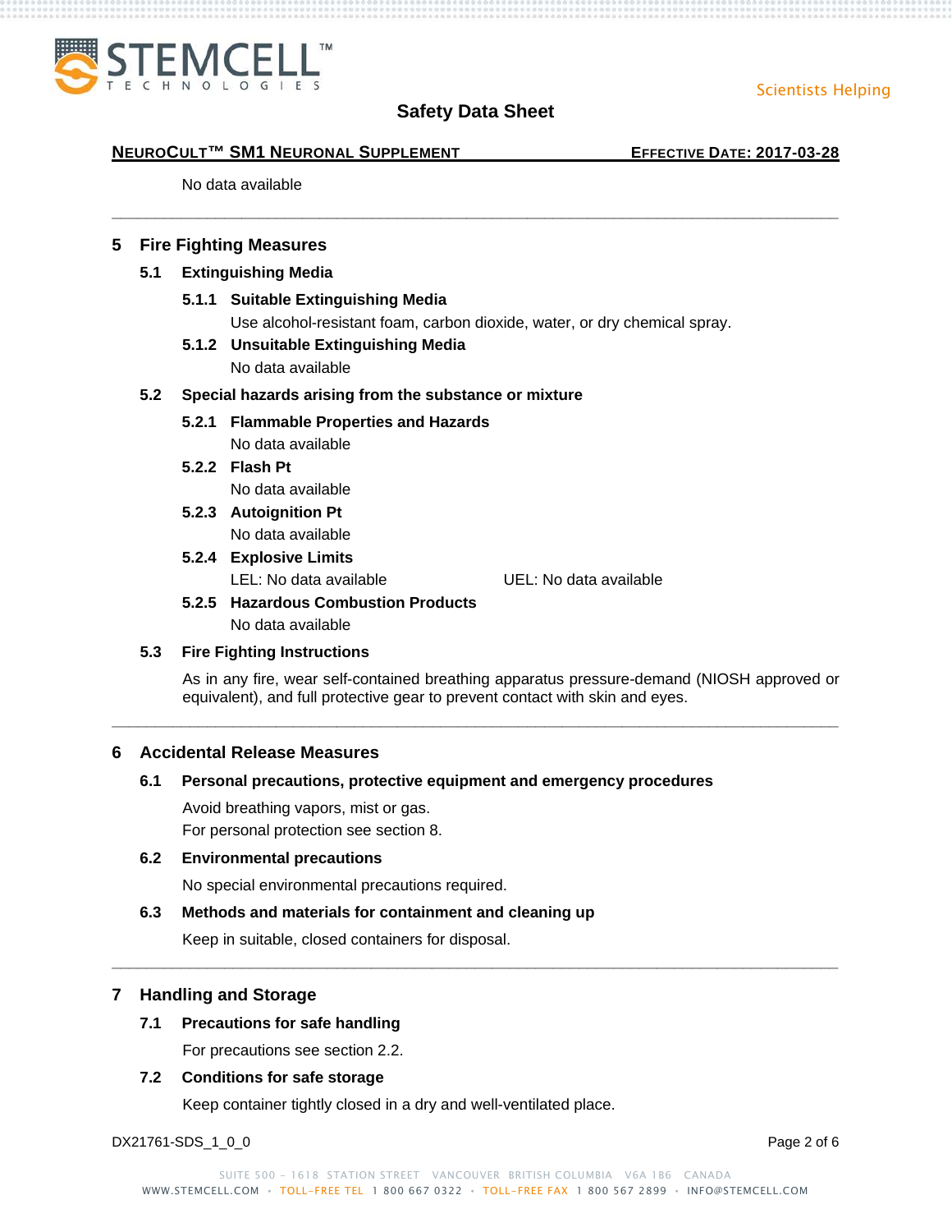No data available

## 5 Fire Fighting Measures

### 5.1 Extinguishing Media

#### 5.1.1 Suitable Extinguishing Media

Use alcohol-resistant foam, carbon dioxide, water, or dry chemical spray.

#### 5.1.2 Unsuitable Extinguishing Media

No data available

### 5.2 Special hazards arising from the substance or mixture

#### 5.2.1 Flammable Properties and Hazards

No data available

#### 5.2.2 Flash Pt

No data available

#### 5.2.3 Autoignition Pt

No data available

#### 5.2.4 Explosive Limits

LEL: No data available    UEL: No data available

#### 5.2.5 Hazardous Combustion Products

No data available

### 5.3 Fire Fighting Instructions

As in any fire, wear self-contained breathing apparatus pressure-demand (NIOSH approved or equivalent), and full protective gear to prevent contact with skin and eyes.

## 6 Accidental Release Measures

### 6.1 Personal precautions, protective equipment and emergency procedures

Avoid breathing vapors, mist or gas.
For personal protection see section 8.

### 6.2 Environmental precautions

No special environmental precautions required.

### 6.3 Methods and materials for containment and cleaning up

Keep in suitable, closed containers for disposal.

## 7 Handling and Storage

### 7.1 Precautions for safe handling

For precautions see section 2.2.

### 7.2 Conditions for safe storage

Keep container tightly closed in a dry and well-ventilated place.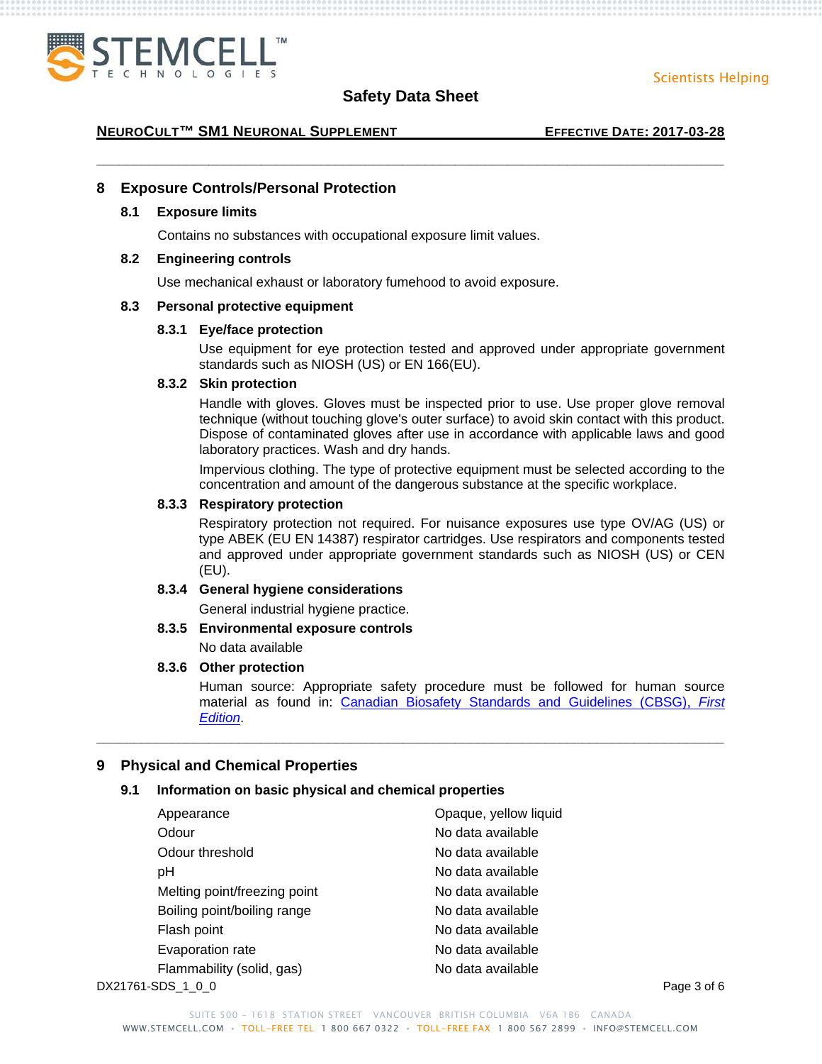## 8 Exposure Controls/Personal Protection

### 8.1 Exposure limits

Contains no substances with occupational exposure limit values.

### 8.2 Engineering controls

Use mechanical exhaust or laboratory fumehood to avoid exposure.

### 8.3 Personal protective equipment

#### 8.3.1 Eye/face protection

Use equipment for eye protection tested and approved under appropriate government standards such as NIOSH (US) or EN 166(EU).

#### 8.3.2 Skin protection

Handle with gloves. Gloves must be inspected prior to use. Use proper glove removal technique (without touching glove's outer surface) to avoid skin contact with this product. Dispose of contaminated gloves after use in accordance with applicable laws and good laboratory practices. Wash and dry hands.

Impervious clothing. The type of protective equipment must be selected according to the concentration and amount of the dangerous substance at the specific workplace.

#### 8.3.3 Respiratory protection

Respiratory protection not required. For nuisance exposures use type OV/AG (US) or type ABEK (EU EN 14387) respirator cartridges. Use respirators and components tested and approved under appropriate government standards such as NIOSH (US) or CEN (EU).

#### 8.3.4 General hygiene considerations

General industrial hygiene practice.

#### 8.3.5 Environmental exposure controls

No data available

#### 8.3.6 Other protection

Human source: Appropriate safety procedure must be followed for human source material as found in: Canadian Biosafety Standards and Guidelines (CBSG), *First Edition*.

## 9 Physical and Chemical Properties

### 9.1 Information on basic physical and chemical properties

| Property | Value |
|---|---|
| Appearance | Opaque, yellow liquid |
| Odour | No data available |
| Odour threshold | No data available |
| pH | No data available |
| Melting point/freezing point | No data available |
| Boiling point/boiling range | No data available |
| Flash point | No data available |
| Evaporation rate | No data available |
| Flammability (solid, gas) | No data available |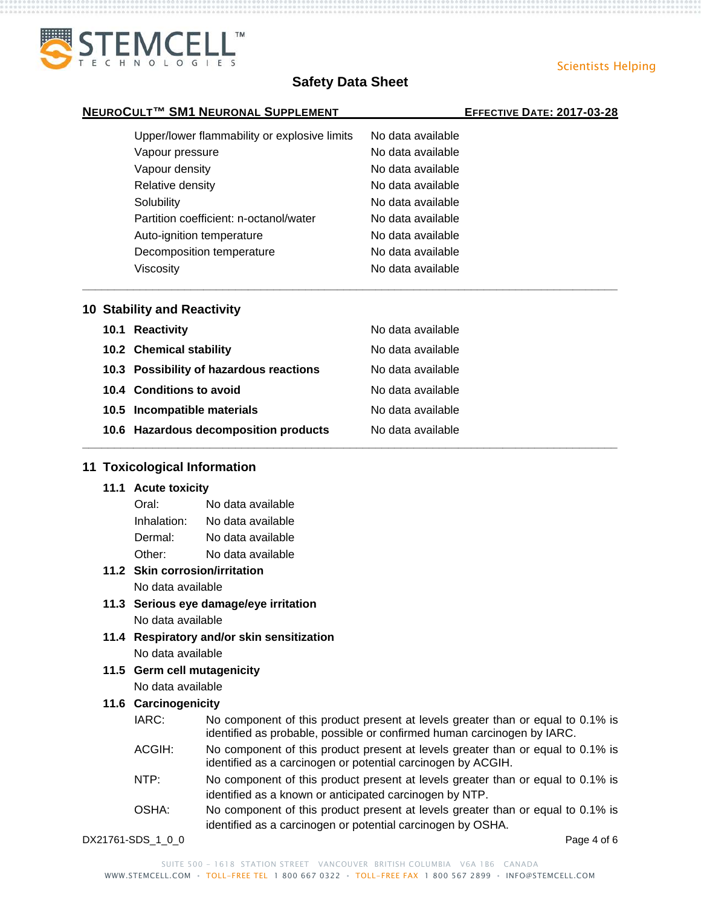| | |
|---|---|
| Upper/lower flammability or explosive limits | No data available |
| Vapour pressure | No data available |
| Vapour density | No data available |
| Relative density | No data available |
| Solubility | No data available |
| Partition coefficient: n-octanol/water | No data available |
| Auto-ignition temperature | No data available |
| Decomposition temperature | No data available |
| Viscosity | No data available |

## 10 Stability and Reactivity

| | |
|---|---|
| **10.1 Reactivity** | No data available |
| **10.2 Chemical stability** | No data available |
| **10.3 Possibility of hazardous reactions** | No data available |
| **10.4 Conditions to avoid** | No data available |
| **10.5 Incompatible materials** | No data available |
| **10.6 Hazardous decomposition products** | No data available |

## 11 Toxicological Information

### 11.1 Acute toxicity

Oral: No data available

Inhalation: No data available

Dermal: No data available

Other: No data available

### 11.2 Skin corrosion/irritation

No data available

### 11.3 Serious eye damage/eye irritation

No data available

### 11.4 Respiratory and/or skin sensitization

No data available

### 11.5 Germ cell mutagenicity

No data available

### 11.6 Carcinogenicity

IARC: No component of this product present at levels greater than or equal to 0.1% is identified as probable, possible or confirmed human carcinogen by IARC.

ACGIH: No component of this product present at levels greater than or equal to 0.1% is identified as a carcinogen or potential carcinogen by ACGIH.

NTP: No component of this product present at levels greater than or equal to 0.1% is identified as a known or anticipated carcinogen by NTP.

OSHA: No component of this product present at levels greater than or equal to 0.1% is identified as a carcinogen or potential carcinogen by OSHA.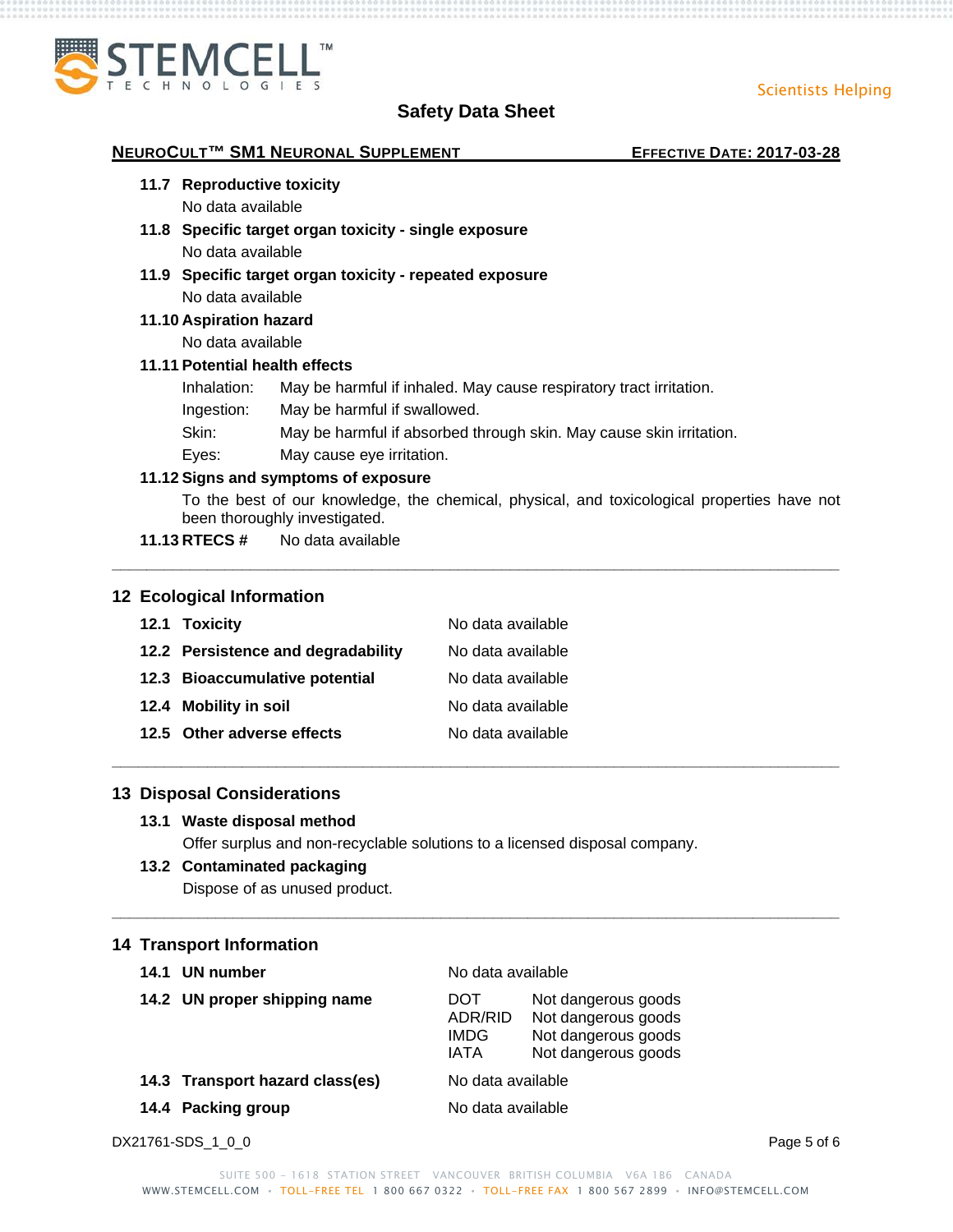**11.7 Reproductive toxicity**

No data available

**11.8 Specific target organ toxicity - single exposure**

No data available

**11.9 Specific target organ toxicity - repeated exposure**

No data available

**11.10 Aspiration hazard**

No data available

**11.11 Potential health effects**

| | |
|---|---|
| Inhalation: | May be harmful if inhaled. May cause respiratory tract irritation. |
| Ingestion: | May be harmful if swallowed. |
| Skin: | May be harmful if absorbed through skin. May cause skin irritation. |
| Eyes: | May cause eye irritation. |

**11.12 Signs and symptoms of exposure**

To the best of our knowledge, the chemical, physical, and toxicological properties have not been thoroughly investigated.

**11.13 RTECS #** No data available

---

## 12 Ecological Information

| | |
|---|---|
| **12.1 Toxicity** | No data available |
| **12.2 Persistence and degradability** | No data available |
| **12.3 Bioaccumulative potential** | No data available |
| **12.4 Mobility in soil** | No data available |
| **12.5 Other adverse effects** | No data available |

---

## 13 Disposal Considerations

**13.1 Waste disposal method**

Offer surplus and non-recyclable solutions to a licensed disposal company.

**13.2 Contaminated packaging**

Dispose of as unused product.

---

## 14 Transport Information

| | | |
|---|---|---|
| **14.1 UN number** | No data available | |
| **14.2 UN proper shipping name** | DOT | Not dangerous goods |
| | ADR/RID | Not dangerous goods |
| | IMDG | Not dangerous goods |
| | IATA | Not dangerous goods |
| **14.3 Transport hazard class(es)** | No data available | |
| **14.4 Packing group** | No data available | |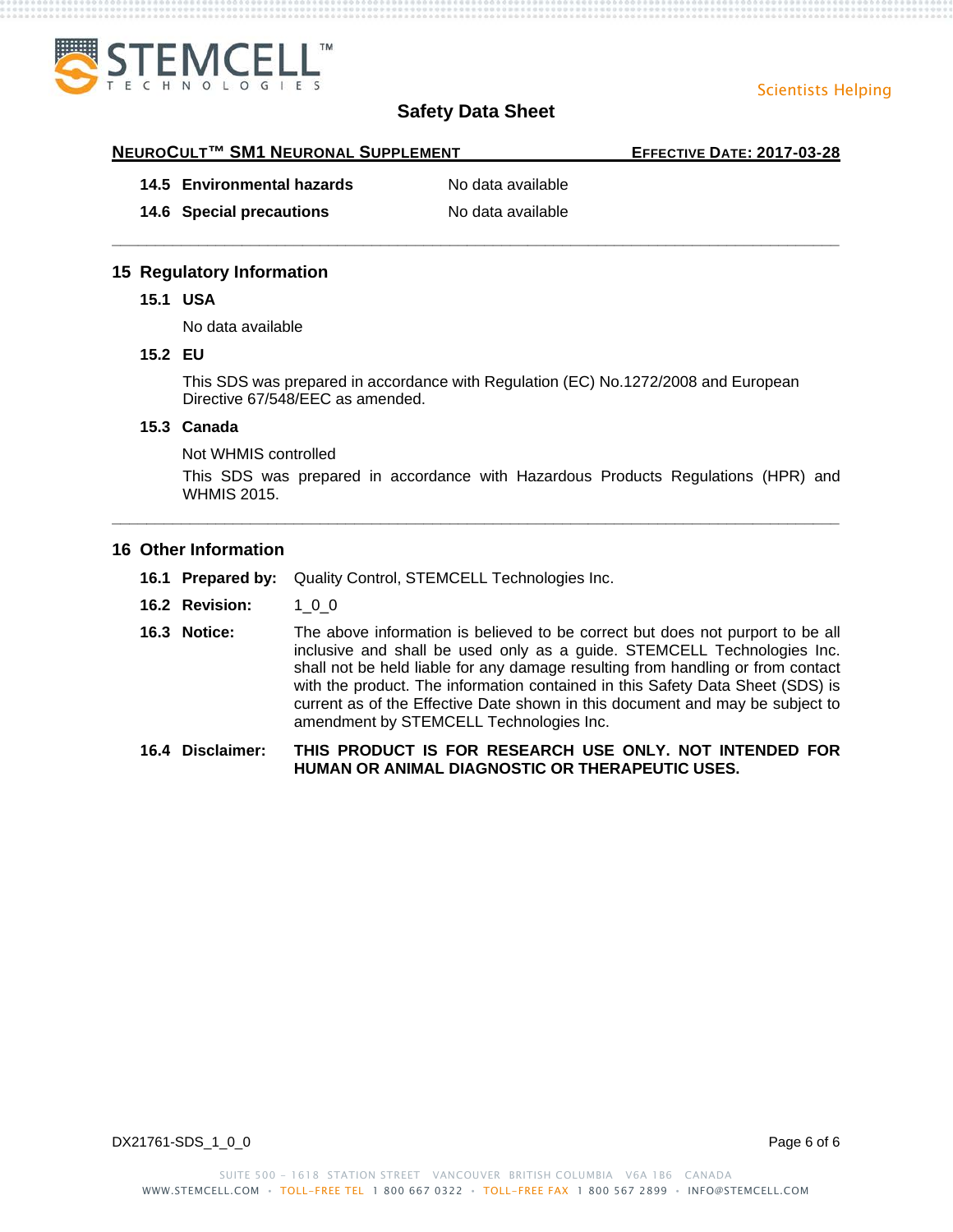**14.5 Environmental hazards** No data available

**14.6 Special precautions** No data available

## 15 Regulatory Information

### 15.1 USA

No data available

### 15.2 EU

This SDS was prepared in accordance with Regulation (EC) No.1272/2008 and European Directive 67/548/EEC as amended.

### 15.3 Canada

Not WHMIS controlled

This SDS was prepared in accordance with Hazardous Products Regulations (HPR) and WHMIS 2015.

## 16 Other Information

**16.1 Prepared by:** Quality Control, STEMCELL Technologies Inc.

**16.2 Revision:** 1_0_0

**16.3 Notice:** The above information is believed to be correct but does not purport to be all inclusive and shall be used only as a guide. STEMCELL Technologies Inc. shall not be held liable for any damage resulting from handling or from contact with the product. The information contained in this Safety Data Sheet (SDS) is current as of the Effective Date shown in this document and may be subject to amendment by STEMCELL Technologies Inc.

**16.4 Disclaimer:** **THIS PRODUCT IS FOR RESEARCH USE ONLY. NOT INTENDED FOR HUMAN OR ANIMAL DIAGNOSTIC OR THERAPEUTIC USES.**